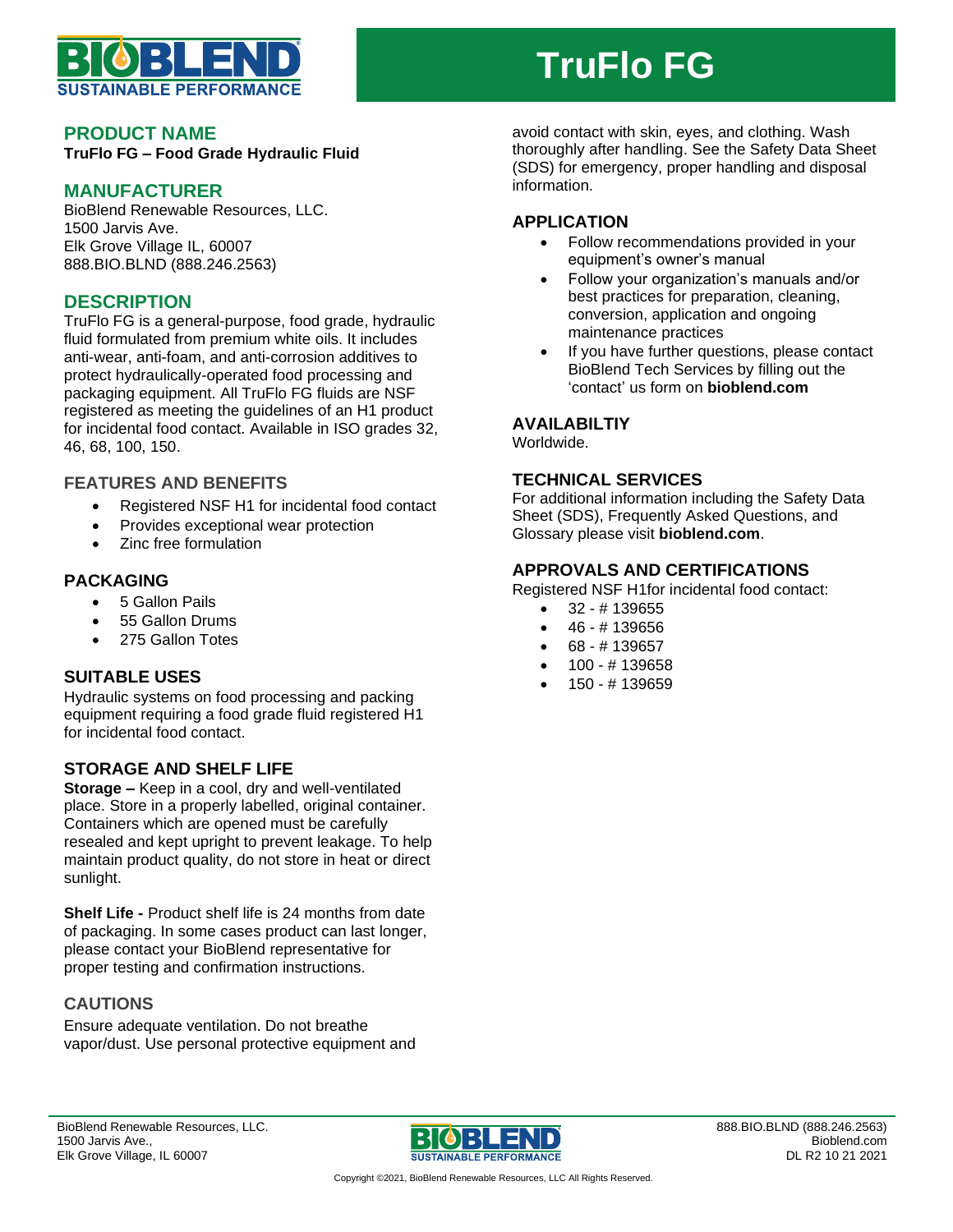# TruFlo FG

## PRODUCT NAME

**TruFlo FG – Food Grade Hydraulic Fluid**

## MANUFACTURER

BioBlend Renewable Resources, LLC.
1500 Jarvis Ave.
Elk Grove Village IL, 60007
888.BIO.BLND (888.246.2563)

## DESCRIPTION

TruFlo FG is a general-purpose, food grade, hydraulic fluid formulated from premium white oils. It includes anti-wear, anti-foam, and anti-corrosion additives to protect hydraulically-operated food processing and packaging equipment. All TruFlo FG fluids are NSF registered as meeting the guidelines of an H1 product for incidental food contact. Available in ISO grades 32, 46, 68, 100, 150.

### FEATURES AND BENEFITS

- Registered NSF H1 for incidental food contact
- Provides exceptional wear protection
- Zinc free formulation

## PACKAGING

- 5 Gallon Pails
- 55 Gallon Drums
- 275 Gallon Totes

## SUITABLE USES

Hydraulic systems on food processing and packing equipment requiring a food grade fluid registered H1 for incidental food contact.

## STORAGE AND SHELF LIFE

**Storage –** Keep in a cool, dry and well-ventilated place. Store in a properly labelled, original container. Containers which are opened must be carefully resealed and kept upright to prevent leakage. To help maintain product quality, do not store in heat or direct sunlight.

**Shelf Life -** Product shelf life is 24 months from date of packaging. In some cases product can last longer, please contact your BioBlend representative for proper testing and confirmation instructions.

### CAUTIONS

Ensure adequate ventilation. Do not breathe vapor/dust. Use personal protective equipment and avoid contact with skin, eyes, and clothing. Wash thoroughly after handling. See the Safety Data Sheet (SDS) for emergency, proper handling and disposal information.

## APPLICATION

- Follow recommendations provided in your equipment's owner's manual
- Follow your organization's manuals and/or best practices for preparation, cleaning, conversion, application and ongoing maintenance practices
- If you have further questions, please contact BioBlend Tech Services by filling out the 'contact' us form on **bioblend.com**

## AVAILABILTIY

Worldwide.

## TECHNICAL SERVICES

For additional information including the Safety Data Sheet (SDS), Frequently Asked Questions, and Glossary please visit **bioblend.com**.

## APPROVALS AND CERTIFICATIONS

Registered NSF H1for incidental food contact:

- 32 - # 139655
- 46 - # 139656
- 68 - # 139657
- 100 - # 139658
- 150 - # 139659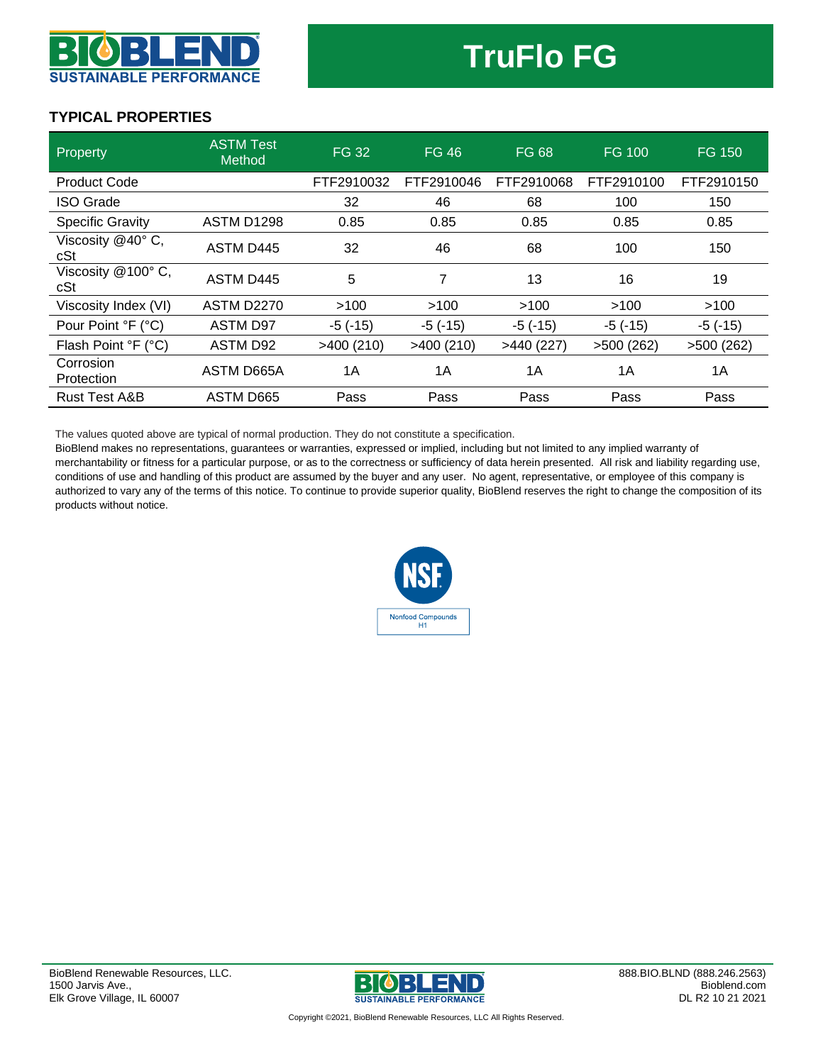## TYPICAL PROPERTIES

| Property | ASTM Test Method | FG 32 | FG 46 | FG 68 | FG 100 | FG 150 |
|---|---|---|---|---|---|---|
| Product Code | | FTF2910032 | FTF2910046 | FTF2910068 | FTF2910100 | FTF2910150 |
| ISO Grade | | 32 | 46 | 68 | 100 | 150 |
| Specific Gravity | ASTM D1298 | 0.85 | 0.85 | 0.85 | 0.85 | 0.85 |
| Viscosity @40° C, cSt | ASTM D445 | 32 | 46 | 68 | 100 | 150 |
| Viscosity @100° C, cSt | ASTM D445 | 5 | 7 | 13 | 16 | 19 |
| Viscosity Index (VI) | ASTM D2270 | >100 | >100 | >100 | >100 | >100 |
| Pour Point °F (°C) | ASTM D97 | -5 (-15) | -5 (-15) | -5 (-15) | -5 (-15) | -5 (-15) |
| Flash Point °F (°C) | ASTM D92 | >400 (210) | >400 (210) | >440 (227) | >500 (262) | >500 (262) |
| Corrosion Protection | ASTM D665A | 1A | 1A | 1A | 1A | 1A |
| Rust Test A&B | ASTM D665 | Pass | Pass | Pass | Pass | Pass |

The values quoted above are typical of normal production. They do not constitute a specification.

BioBlend makes no representations, guarantees or warranties, expressed or implied, including but not limited to any implied warranty of merchantability or fitness for a particular purpose, or as to the correctness or sufficiency of data herein presented. All risk and liability regarding use, conditions of use and handling of this product are assumed by the buyer and any user. No agent, representative, or employee of this company is authorized to vary any of the terms of this notice. To continue to provide superior quality, BioBlend reserves the right to change the composition of its products without notice.

NSF

Nonfood Compounds
H1

BioBlend Renewable Resources, LLC.
1500 Jarvis Ave.,
Elk Grove Village, IL 60007

888.BIO.BLND (888.246.2563)
Bioblend.com
DL R2 10 21 2021

Copyright ©2021, BioBlend Renewable Resources, LLC All Rights Reserved.